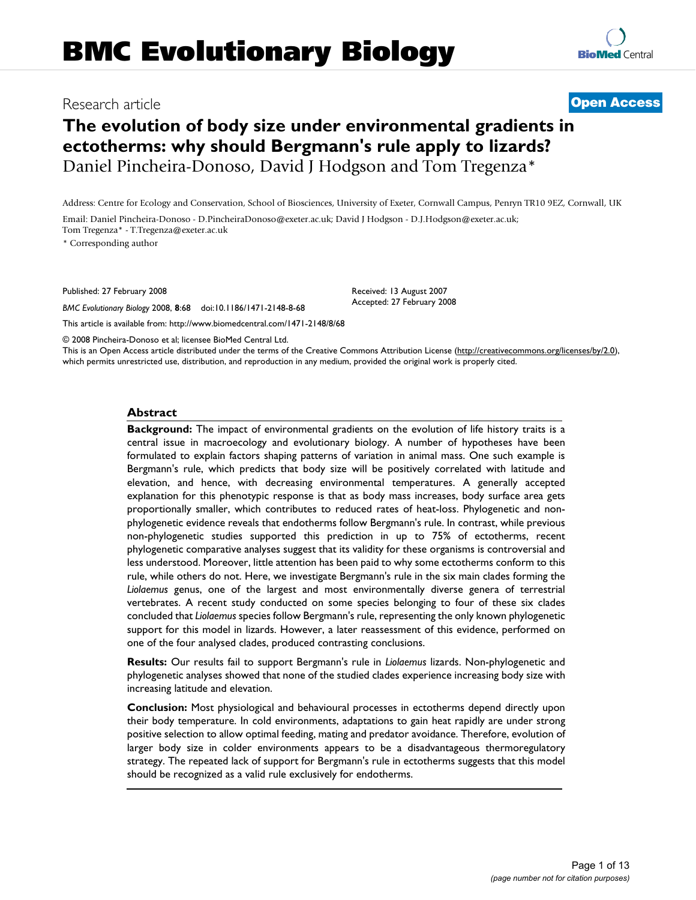# BMC Evolutionary Biology

Research article

**Open Access**

# The evolution of body size under environmental gradients in ectotherms: why should Bergmann's rule apply to lizards?

Daniel Pincheira-Donoso, David J Hodgson and Tom Tregenza*

Address: Centre for Ecology and Conservation, School of Biosciences, University of Exeter, Cornwall Campus, Penryn TR10 9EZ, Cornwall, UK

Email: Daniel Pincheira-Donoso - D.PincheiraDonoso@exeter.ac.uk; David J Hodgson - D.J.Hodgson@exeter.ac.uk; Tom Tregenza* - T.Tregenza@exeter.ac.uk

* Corresponding author

Published: 27 February 2008

*BMC Evolutionary Biology* 2008, **8**:68 doi:10.1186/1471-2148-8-68

Received: 13 August 2007
Accepted: 27 February 2008

This article is available from: http://www.biomedcentral.com/1471-2148/8/68

© 2008 Pincheira-Donoso et al; licensee BioMed Central Ltd.
This is an Open Access article distributed under the terms of the Creative Commons Attribution License (http://creativecommons.org/licenses/by/2.0), which permits unrestricted use, distribution, and reproduction in any medium, provided the original work is properly cited.

## Abstract

**Background:** The impact of environmental gradients on the evolution of life history traits is a central issue in macroecology and evolutionary biology. A number of hypotheses have been formulated to explain factors shaping patterns of variation in animal mass. One such example is Bergmann's rule, which predicts that body size will be positively correlated with latitude and elevation, and hence, with decreasing environmental temperatures. A generally accepted explanation for this phenotypic response is that as body mass increases, body surface area gets proportionally smaller, which contributes to reduced rates of heat-loss. Phylogenetic and non-phylogenetic evidence reveals that endotherms follow Bergmann's rule. In contrast, while previous non-phylogenetic studies supported this prediction in up to 75% of ectotherms, recent phylogenetic comparative analyses suggest that its validity for these organisms is controversial and less understood. Moreover, little attention has been paid to why some ectotherms conform to this rule, while others do not. Here, we investigate Bergmann's rule in the six main clades forming the *Liolaemus* genus, one of the largest and most environmentally diverse genera of terrestrial vertebrates. A recent study conducted on some species belonging to four of these six clades concluded that *Liolaemus* species follow Bergmann's rule, representing the only known phylogenetic support for this model in lizards. However, a later reassessment of this evidence, performed on one of the four analysed clades, produced contrasting conclusions.

**Results:** Our results fail to support Bergmann's rule in *Liolaemus* lizards. Non-phylogenetic and phylogenetic analyses showed that none of the studied clades experience increasing body size with increasing latitude and elevation.

**Conclusion:** Most physiological and behavioural processes in ectotherms depend directly upon their body temperature. In cold environments, adaptations to gain heat rapidly are under strong positive selection to allow optimal feeding, mating and predator avoidance. Therefore, evolution of larger body size in colder environments appears to be a disadvantageous thermoregulatory strategy. The repeated lack of support for Bergmann's rule in ectotherms suggests that this model should be recognized as a valid rule exclusively for endotherms.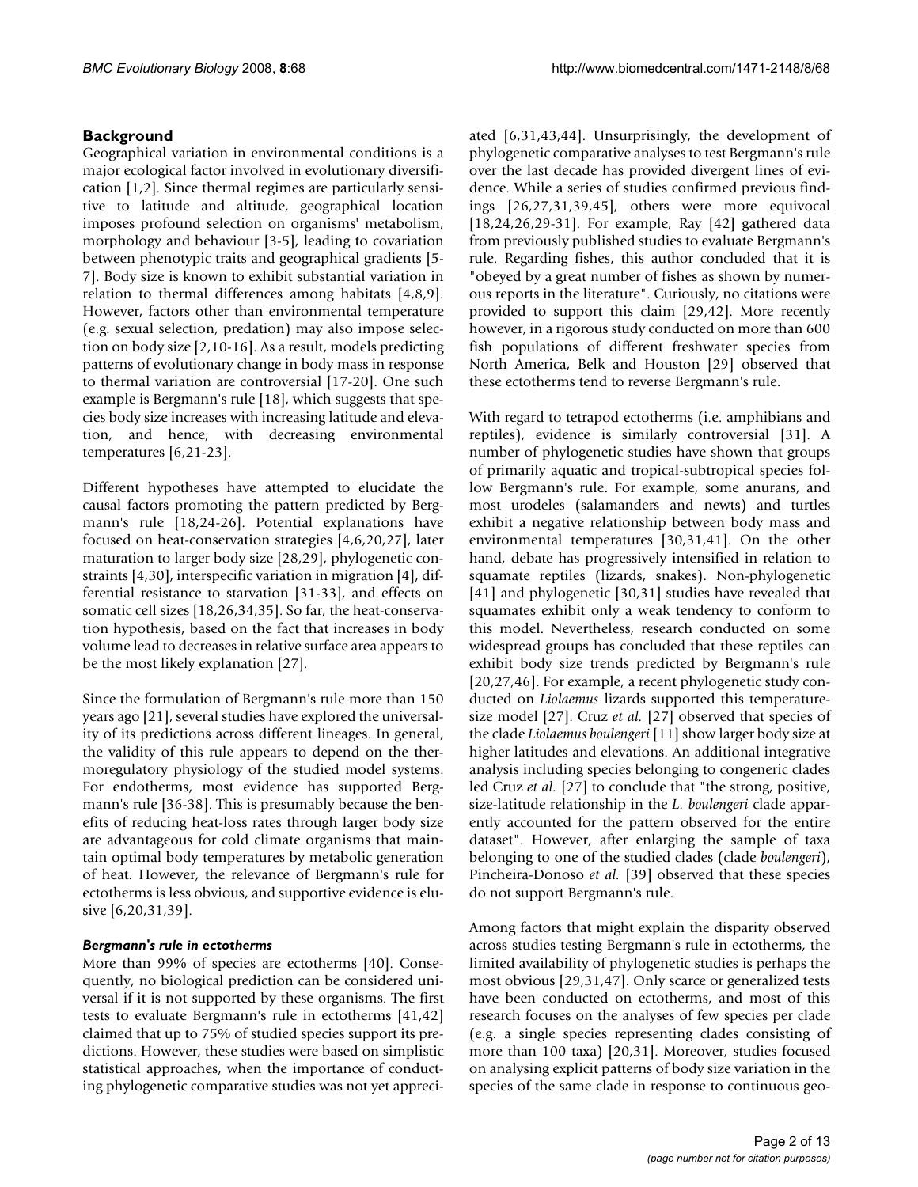## Background

Geographical variation in environmental conditions is a major ecological factor involved in evolutionary diversification [1,2]. Since thermal regimes are particularly sensitive to latitude and altitude, geographical location imposes profound selection on organisms' metabolism, morphology and behaviour [3-5], leading to covariation between phenotypic traits and geographical gradients [5-7]. Body size is known to exhibit substantial variation in relation to thermal differences among habitats [4,8,9]. However, factors other than environmental temperature (e.g. sexual selection, predation) may also impose selection on body size [2,10-16]. As a result, models predicting patterns of evolutionary change in body mass in response to thermal variation are controversial [17-20]. One such example is Bergmann's rule [18], which suggests that species body size increases with increasing latitude and elevation, and hence, with decreasing environmental temperatures [6,21-23].

Different hypotheses have attempted to elucidate the causal factors promoting the pattern predicted by Bergmann's rule [18,24-26]. Potential explanations have focused on heat-conservation strategies [4,6,20,27], later maturation to larger body size [28,29], phylogenetic constraints [4,30], interspecific variation in migration [4], differential resistance to starvation [31-33], and effects on somatic cell sizes [18,26,34,35]. So far, the heat-conservation hypothesis, based on the fact that increases in body volume lead to decreases in relative surface area appears to be the most likely explanation [27].

Since the formulation of Bergmann's rule more than 150 years ago [21], several studies have explored the universality of its predictions across different lineages. In general, the validity of this rule appears to depend on the thermoregulatory physiology of the studied model systems. For endotherms, most evidence has supported Bergmann's rule [36-38]. This is presumably because the benefits of reducing heat-loss rates through larger body size are advantageous for cold climate organisms that maintain optimal body temperatures by metabolic generation of heat. However, the relevance of Bergmann's rule for ectotherms is less obvious, and supportive evidence is elusive [6,20,31,39].

### *Bergmann's rule in ectotherms*

More than 99% of species are ectotherms [40]. Consequently, no biological prediction can be considered universal if it is not supported by these organisms. The first tests to evaluate Bergmann's rule in ectotherms [41,42] claimed that up to 75% of studied species support its predictions. However, these studies were based on simplistic statistical approaches, when the importance of conducting phylogenetic comparative studies was not yet appreciated [6,31,43,44]. Unsurprisingly, the development of phylogenetic comparative analyses to test Bergmann's rule over the last decade has provided divergent lines of evidence. While a series of studies confirmed previous findings [26,27,31,39,45], others were more equivocal [18,24,26,29-31]. For example, Ray [42] gathered data from previously published studies to evaluate Bergmann's rule. Regarding fishes, this author concluded that it is "obeyed by a great number of fishes as shown by numerous reports in the literature". Curiously, no citations were provided to support this claim [29,42]. More recently however, in a rigorous study conducted on more than 600 fish populations of different freshwater species from North America, Belk and Houston [29] observed that these ectotherms tend to reverse Bergmann's rule.

With regard to tetrapod ectotherms (i.e. amphibians and reptiles), evidence is similarly controversial [31]. A number of phylogenetic studies have shown that groups of primarily aquatic and tropical-subtropical species follow Bergmann's rule. For example, some anurans, and most urodeles (salamanders and newts) and turtles exhibit a negative relationship between body mass and environmental temperatures [30,31,41]. On the other hand, debate has progressively intensified in relation to squamate reptiles (lizards, snakes). Non-phylogenetic [41] and phylogenetic [30,31] studies have revealed that squamates exhibit only a weak tendency to conform to this model. Nevertheless, research conducted on some widespread groups has concluded that these reptiles can exhibit body size trends predicted by Bergmann's rule [20,27,46]. For example, a recent phylogenetic study conducted on *Liolaemus* lizards supported this temperature-size model [27]. Cruz *et al.* [27] observed that species of the clade *Liolaemus boulengeri* [11] show larger body size at higher latitudes and elevations. An additional integrative analysis including species belonging to congeneric clades led Cruz *et al.* [27] to conclude that "the strong, positive, size-latitude relationship in the *L. boulengeri* clade apparently accounted for the pattern observed for the entire dataset". However, after enlarging the sample of taxa belonging to one of the studied clades (clade *boulengeri*), Pincheira-Donoso *et al.* [39] observed that these species do not support Bergmann's rule.

Among factors that might explain the disparity observed across studies testing Bergmann's rule in ectotherms, the limited availability of phylogenetic studies is perhaps the most obvious [29,31,47]. Only scarce or generalized tests have been conducted on ectotherms, and most of this research focuses on the analyses of few species per clade (e.g. a single species representing clades consisting of more than 100 taxa) [20,31]. Moreover, studies focused on analysing explicit patterns of body size variation in the species of the same clade in response to continuous geo-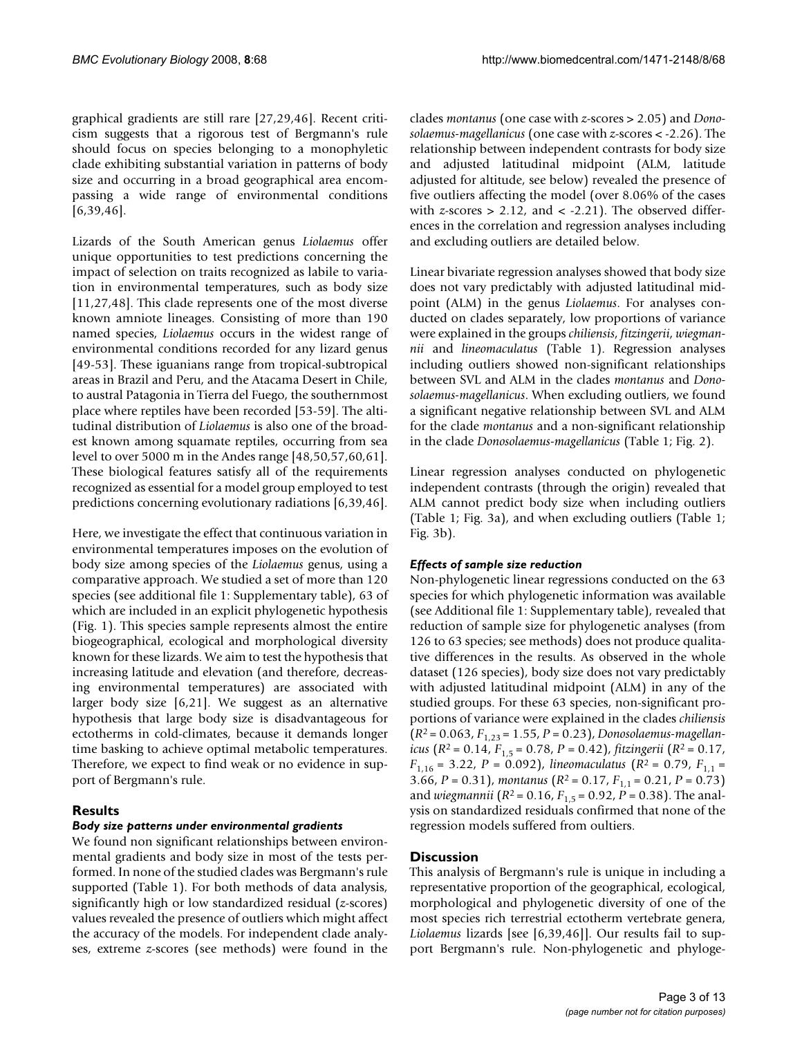graphical gradients are still rare [27,29,46]. Recent criticism suggests that a rigorous test of Bergmann's rule should focus on species belonging to a monophyletic clade exhibiting substantial variation in patterns of body size and occurring in a broad geographical area encompassing a wide range of environmental conditions [6,39,46].

Lizards of the South American genus *Liolaemus* offer unique opportunities to test predictions concerning the impact of selection on traits recognized as labile to variation in environmental temperatures, such as body size [11,27,48]. This clade represents one of the most diverse known amniote lineages. Consisting of more than 190 named species, *Liolaemus* occurs in the widest range of environmental conditions recorded for any lizard genus [49-53]. These iguanians range from tropical-subtropical areas in Brazil and Peru, and the Atacama Desert in Chile, to austral Patagonia in Tierra del Fuego, the southernmost place where reptiles have been recorded [53-59]. The altitudinal distribution of *Liolaemus* is also one of the broadest known among squamate reptiles, occurring from sea level to over 5000 m in the Andes range [48,50,57,60,61]. These biological features satisfy all of the requirements recognized as essential for a model group employed to test predictions concerning evolutionary radiations [6,39,46].

Here, we investigate the effect that continuous variation in environmental temperatures imposes on the evolution of body size among species of the *Liolaemus* genus, using a comparative approach. We studied a set of more than 120 species (see additional file 1: Supplementary table), 63 of which are included in an explicit phylogenetic hypothesis (Fig. 1). This species sample represents almost the entire biogeographical, ecological and morphological diversity known for these lizards. We aim to test the hypothesis that increasing latitude and elevation (and therefore, decreasing environmental temperatures) are associated with larger body size [6,21]. We suggest as an alternative hypothesis that large body size is disadvantageous for ectotherms in cold-climates, because it demands longer time basking to achieve optimal metabolic temperatures. Therefore, we expect to find weak or no evidence in support of Bergmann's rule.

## Results

### *Body size patterns under environmental gradients*

We found non significant relationships between environmental gradients and body size in most of the tests performed. In none of the studied clades was Bergmann's rule supported (Table 1). For both methods of data analysis, significantly high or low standardized residual (*z*-scores) values revealed the presence of outliers which might affect the accuracy of the models. For independent clade analyses, extreme *z*-scores (see methods) were found in the clades *montanus* (one case with *z*-scores > 2.05) and *Donosolaemus-magellanicus* (one case with *z*-scores < -2.26). The relationship between independent contrasts for body size and adjusted latitudinal midpoint (ALM, latitude adjusted for altitude, see below) revealed the presence of five outliers affecting the model (over 8.06% of the cases with *z*-scores > 2.12, and < -2.21). The observed differences in the correlation and regression analyses including and excluding outliers are detailed below.

Linear bivariate regression analyses showed that body size does not vary predictably with adjusted latitudinal midpoint (ALM) in the genus *Liolaemus*. For analyses conducted on clades separately, low proportions of variance were explained in the groups *chiliensis*, *fitzingerii*, *wiegmannii* and *lineomaculatus* (Table 1). Regression analyses including outliers showed non-significant relationships between SVL and ALM in the clades *montanus* and *Donosolaemus-magellanicus*. When excluding outliers, we found a significant negative relationship between SVL and ALM for the clade *montanus* and a non-significant relationship in the clade *Donosolaemus-magellanicus* (Table 1; Fig. 2).

Linear regression analyses conducted on phylogenetic independent contrasts (through the origin) revealed that ALM cannot predict body size when including outliers (Table 1; Fig. 3a), and when excluding outliers (Table 1; Fig. 3b).

### *Effects of sample size reduction*

Non-phylogenetic linear regressions conducted on the 63 species for which phylogenetic information was available (see Additional file 1: Supplementary table), revealed that reduction of sample size for phylogenetic analyses (from 126 to 63 species; see methods) does not produce qualitative differences in the results. As observed in the whole dataset (126 species), body size does not vary predictably with adjusted latitudinal midpoint (ALM) in any of the studied groups. For these 63 species, non-significant proportions of variance were explained in the clades *chiliensis* ($R^2 = 0.063$, $F_{1,23} = 1.55$, $P = 0.23$), *Donosolaemus-magellanicus* ($R^2 = 0.14$, $F_{1,5} = 0.78$, $P = 0.42$), *fitzingerii* ($R^2 = 0.17$, $F_{1,16} = 3.22$, $P = 0.092$), *lineomaculatus* ($R^2 = 0.79$, $F_{1,1} = 3.66$, $P = 0.31$), *montanus* ($R^2 = 0.17$, $F_{1,1} = 0.21$, $P = 0.73$) and *wiegmannii* ($R^2 = 0.16$, $F_{1,5} = 0.92$, $P = 0.38$). The analysis on standardized residuals confirmed that none of the regression models suffered from oultiers.

## Discussion

This analysis of Bergmann's rule is unique in including a representative proportion of the geographical, ecological, morphological and phylogenetic diversity of one of the most species rich terrestrial ectotherm vertebrate genera, *Liolaemus* lizards [see [6,39,46]]. Our results fail to support Bergmann's rule. Non-phylogenetic and phyloge-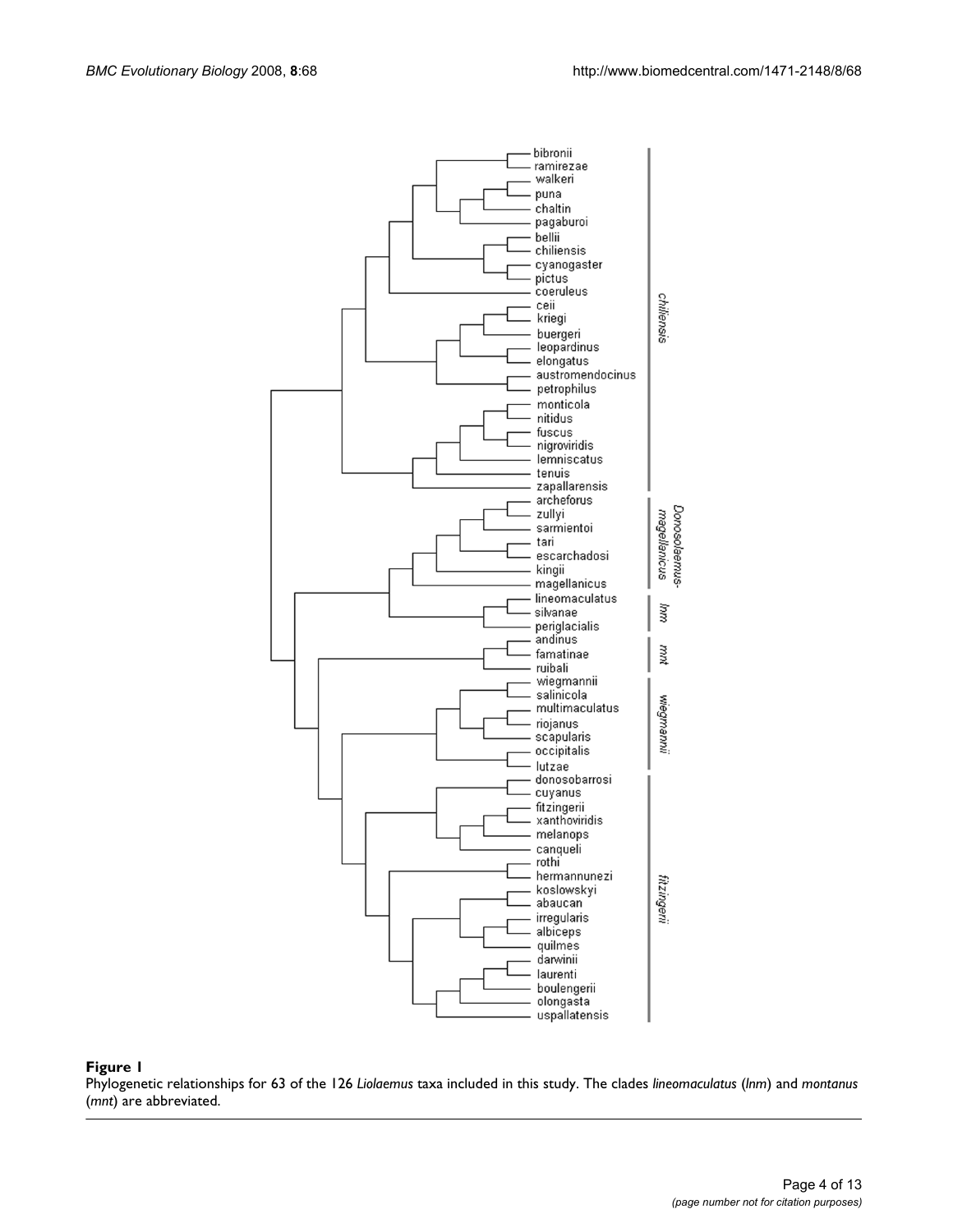**Figure 1**

Phylogenetic relationships for 63 of the 126 *Liolaemus* taxa included in this study. The clades *lineomaculatus* (*lnm*) and *montanus* (*mnt*) are abbreviated.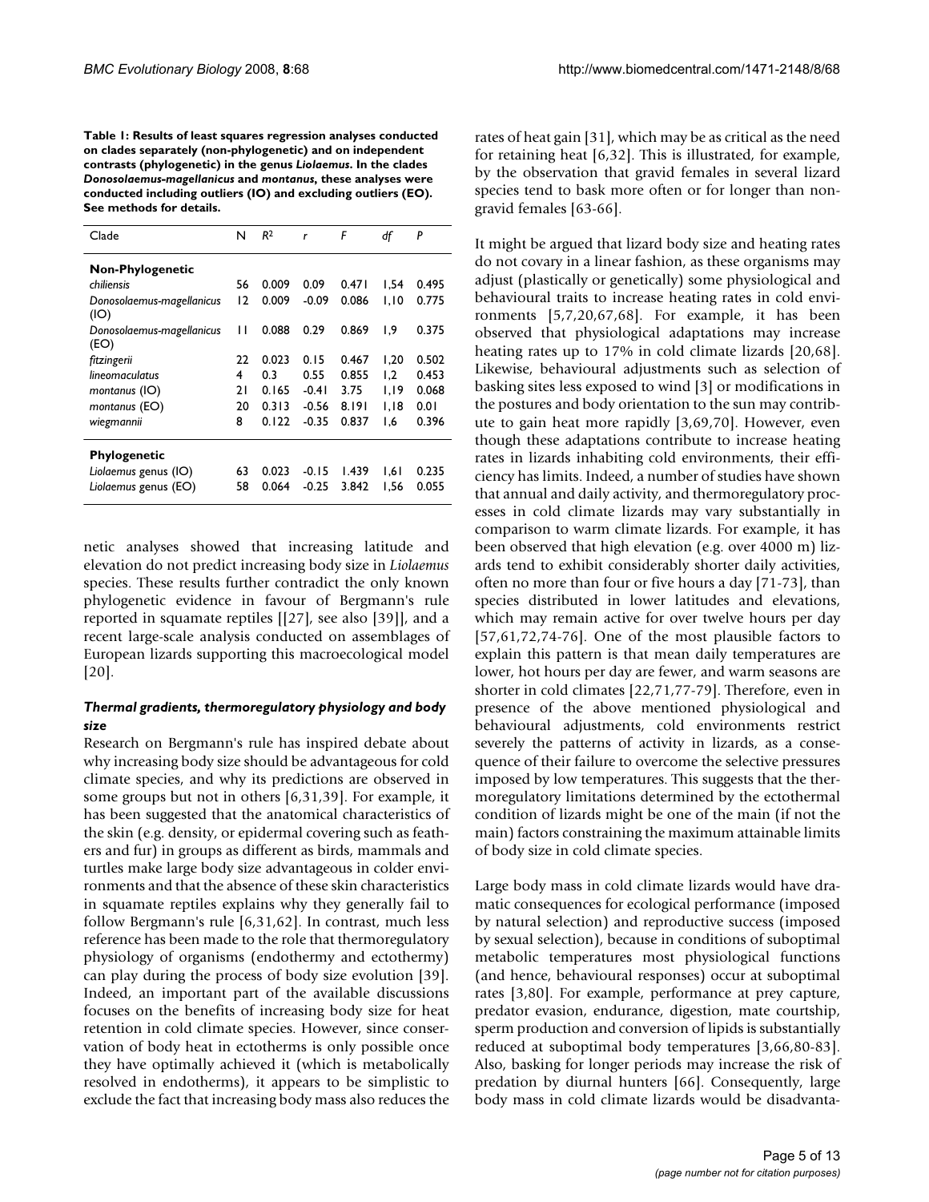**Table 1: Results of least squares regression analyses conducted on clades separately (non-phylogenetic) and on independent contrasts (phylogenetic) in the genus *Liolaemus*. In the clades *Donosolaemus-magellanicus* and *montanus*, these analyses were conducted including outliers (IO) and excluding outliers (EO). See methods for details.**

| Clade | N | $R^2$ | r | F | df | P |
|---|---|---|---|---|---|---|
| **Non-Phylogenetic** | | | | | | |
| *chiliensis* | 56 | 0.009 | 0.09 | 0.471 | 1,54 | 0.495 |
| *Donosolaemus-magellanicus* (IO) | 12 | 0.009 | -0.09 | 0.086 | 1,10 | 0.775 |
| *Donosolaemus-magellanicus* (EO) | 11 | 0.088 | 0.29 | 0.869 | 1,9 | 0.375 |
| *fitzingerii* | 22 | 0.023 | 0.15 | 0.467 | 1,20 | 0.502 |
| *lineomaculatus* | 4 | 0.3 | 0.55 | 0.855 | 1,2 | 0.453 |
| *montanus* (IO) | 21 | 0.165 | -0.41 | 3.75 | 1,19 | 0.068 |
| *montanus* (EO) | 20 | 0.313 | -0.56 | 8.191 | 1,18 | 0.01 |
| *wiegmannii* | 8 | 0.122 | -0.35 | 0.837 | 1,6 | 0.396 |
| **Phylogenetic** | | | | | | |
| *Liolaemus* genus (IO) | 63 | 0.023 | -0.15 | 1.439 | 1,61 | 0.235 |
| *Liolaemus* genus (EO) | 58 | 0.064 | -0.25 | 3.842 | 1,56 | 0.055 |

netic analyses showed that increasing latitude and elevation do not predict increasing body size in *Liolaemus* species. These results further contradict the only known phylogenetic evidence in favour of Bergmann's rule reported in squamate reptiles [[27], see also [39]], and a recent large-scale analysis conducted on assemblages of European lizards supporting this macroecological model [20].

### *Thermal gradients, thermoregulatory physiology and body size*

Research on Bergmann's rule has inspired debate about why increasing body size should be advantageous for cold climate species, and why its predictions are observed in some groups but not in others [6,31,39]. For example, it has been suggested that the anatomical characteristics of the skin (e.g. density, or epidermal covering such as feathers and fur) in groups as different as birds, mammals and turtles make large body size advantageous in colder environments and that the absence of these skin characteristics in squamate reptiles explains why they generally fail to follow Bergmann's rule [6,31,62]. In contrast, much less reference has been made to the role that thermoregulatory physiology of organisms (endothermy and ectothermy) can play during the process of body size evolution [39]. Indeed, an important part of the available discussions focuses on the benefits of increasing body size for heat retention in cold climate species. However, since conservation of body heat in ectotherms is only possible once they have optimally achieved it (which is metabolically resolved in endotherms), it appears to be simplistic to exclude the fact that increasing body mass also reduces the rates of heat gain [31], which may be as critical as the need for retaining heat [6,32]. This is illustrated, for example, by the observation that gravid females in several lizard species tend to bask more often or for longer than non-gravid females [63-66].

It might be argued that lizard body size and heating rates do not covary in a linear fashion, as these organisms may adjust (plastically or genetically) some physiological and behavioural traits to increase heating rates in cold environments [5,7,20,67,68]. For example, it has been observed that physiological adaptations may increase heating rates up to 17% in cold climate lizards [20,68]. Likewise, behavioural adjustments such as selection of basking sites less exposed to wind [3] or modifications in the postures and body orientation to the sun may contribute to gain heat more rapidly [3,69,70]. However, even though these adaptations contribute to increase heating rates in lizards inhabiting cold environments, their efficiency has limits. Indeed, a number of studies have shown that annual and daily activity, and thermoregulatory processes in cold climate lizards may vary substantially in comparison to warm climate lizards. For example, it has been observed that high elevation (e.g. over 4000 m) lizards tend to exhibit considerably shorter daily activities, often no more than four or five hours a day [71-73], than species distributed in lower latitudes and elevations, which may remain active for over twelve hours per day [57,61,72,74-76]. One of the most plausible factors to explain this pattern is that mean daily temperatures are lower, hot hours per day are fewer, and warm seasons are shorter in cold climates [22,71,77-79]. Therefore, even in presence of the above mentioned physiological and behavioural adjustments, cold environments restrict severely the patterns of activity in lizards, as a consequence of their failure to overcome the selective pressures imposed by low temperatures. This suggests that the thermoregulatory limitations determined by the ectothermal condition of lizards might be one of the main (if not the main) factors constraining the maximum attainable limits of body size in cold climate species.

Large body mass in cold climate lizards would have dramatic consequences for ecological performance (imposed by natural selection) and reproductive success (imposed by sexual selection), because in conditions of suboptimal metabolic temperatures most physiological functions (and hence, behavioural responses) occur at suboptimal rates [3,80]. For example, performance at prey capture, predator evasion, endurance, digestion, mate courtship, sperm production and conversion of lipids is substantially reduced at suboptimal body temperatures [3,66,80-83]. Also, basking for longer periods may increase the risk of predation by diurnal hunters [66]. Consequently, large body mass in cold climate lizards would be disadvanta-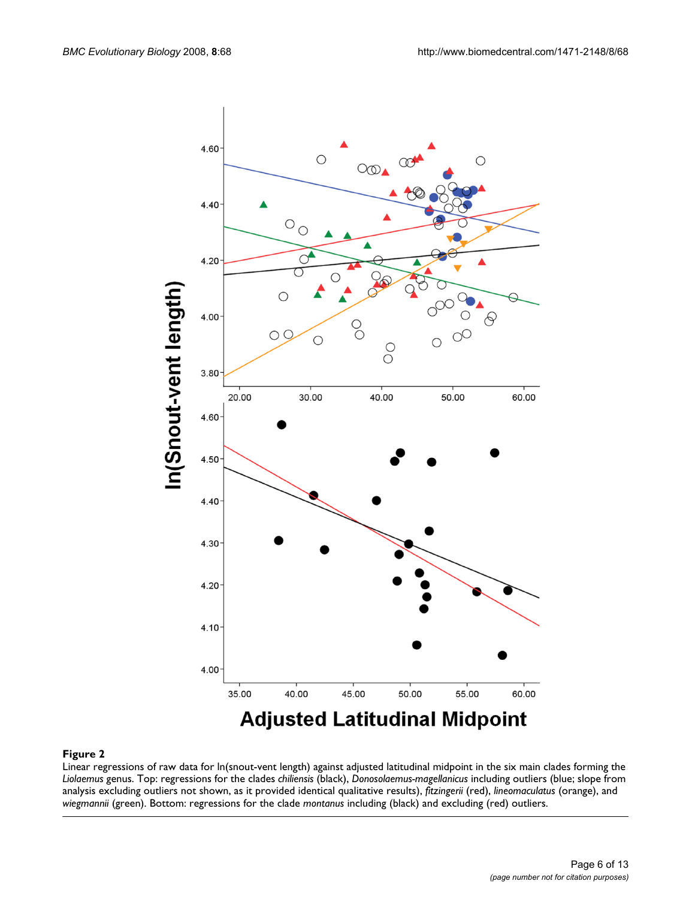**Figure 2**

Linear regressions of raw data for ln(snout-vent length) against adjusted latitudinal midpoint in the six main clades forming the *Liolaemus* genus. Top: regressions for the clades *chiliensis* (black), *Donosolaemus-magellanicus* including outliers (blue; slope from analysis excluding outliers not shown, as it provided identical qualitative results), *fitzingerii* (red), *lineomaculatus* (orange), and *wiegmannii* (green). Bottom: regressions for the clade *montanus* including (black) and excluding (red) outliers.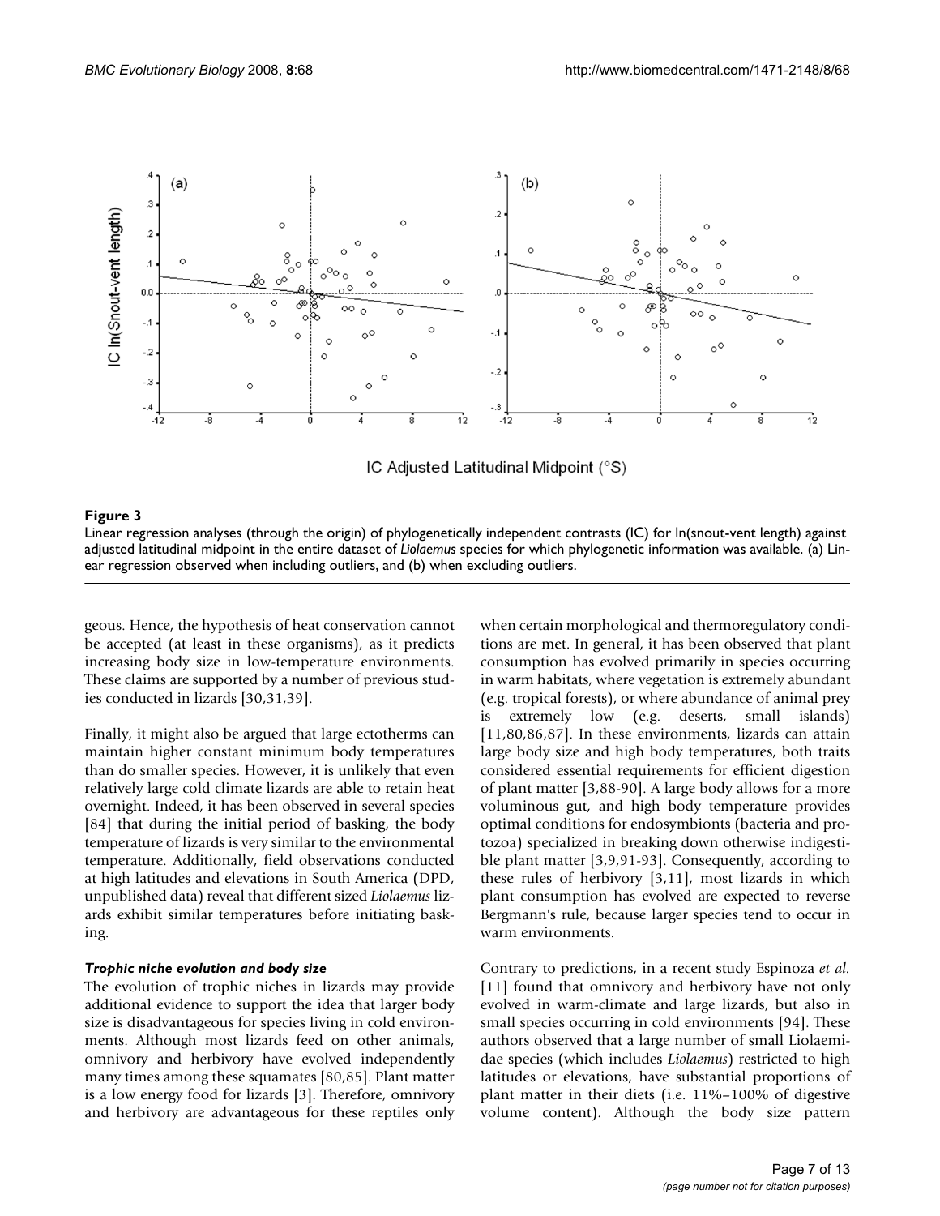**Figure 3**

Linear regression analyses (through the origin) of phylogenetically independent contrasts (IC) for ln(snout-vent length) against adjusted latitudinal midpoint in the entire dataset of *Liolaemus* species for which phylogenetic information was available. (a) Linear regression observed when including outliers, and (b) when excluding outliers.

geous. Hence, the hypothesis of heat conservation cannot be accepted (at least in these organisms), as it predicts increasing body size in low-temperature environments. These claims are supported by a number of previous studies conducted in lizards [30,31,39].

Finally, it might also be argued that large ectotherms can maintain higher constant minimum body temperatures than do smaller species. However, it is unlikely that even relatively large cold climate lizards are able to retain heat overnight. Indeed, it has been observed in several species [84] that during the initial period of basking, the body temperature of lizards is very similar to the environmental temperature. Additionally, field observations conducted at high latitudes and elevations in South America (DPD, unpublished data) reveal that different sized *Liolaemus* lizards exhibit similar temperatures before initiating basking.

### *Trophic niche evolution and body size*

The evolution of trophic niches in lizards may provide additional evidence to support the idea that larger body size is disadvantageous for species living in cold environments. Although most lizards feed on other animals, omnivory and herbivory have evolved independently many times among these squamates [80,85]. Plant matter is a low energy food for lizards [3]. Therefore, omnivory and herbivory are advantageous for these reptiles only when certain morphological and thermoregulatory conditions are met. In general, it has been observed that plant consumption has evolved primarily in species occurring in warm habitats, where vegetation is extremely abundant (e.g. tropical forests), or where abundance of animal prey is extremely low (e.g. deserts, small islands) [11,80,86,87]. In these environments, lizards can attain large body size and high body temperatures, both traits considered essential requirements for efficient digestion of plant matter [3,88-90]. A large body allows for a more voluminous gut, and high body temperature provides optimal conditions for endosymbionts (bacteria and protozoa) specialized in breaking down otherwise indigestible plant matter [3,9,91-93]. Consequently, according to these rules of herbivory [3,11], most lizards in which plant consumption has evolved are expected to reverse Bergmann's rule, because larger species tend to occur in warm environments.

Contrary to predictions, in a recent study Espinoza *et al.* [11] found that omnivory and herbivory have not only evolved in warm-climate and large lizards, but also in small species occurring in cold environments [94]. These authors observed that a large number of small Liolaemidae species (which includes *Liolaemus*) restricted to high latitudes or elevations, have substantial proportions of plant matter in their diets (i.e. 11%–100% of digestive volume content). Although the body size pattern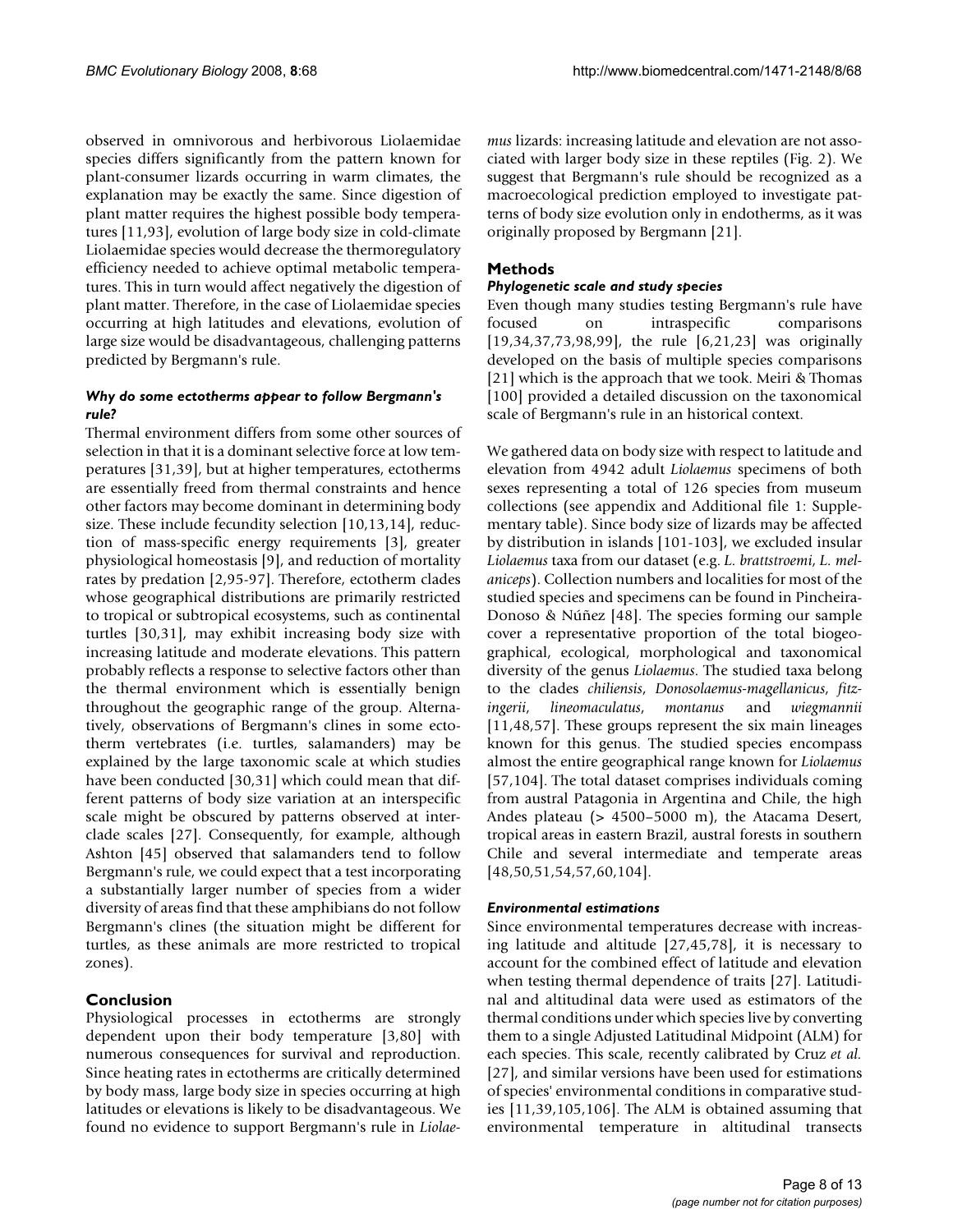observed in omnivorous and herbivorous Liolaemidae species differs significantly from the pattern known for plant-consumer lizards occurring in warm climates, the explanation may be exactly the same. Since digestion of plant matter requires the highest possible body temperatures [11,93], evolution of large body size in cold-climate Liolaemidae species would decrease the thermoregulatory efficiency needed to achieve optimal metabolic temperatures. This in turn would affect negatively the digestion of plant matter. Therefore, in the case of Liolaemidae species occurring at high latitudes and elevations, evolution of large size would be disadvantageous, challenging patterns predicted by Bergmann's rule.

#### *Why do some ectotherms appear to follow Bergmann's rule?*

Thermal environment differs from some other sources of selection in that it is a dominant selective force at low temperatures [31,39], but at higher temperatures, ectotherms are essentially freed from thermal constraints and hence other factors may become dominant in determining body size. These include fecundity selection [10,13,14], reduction of mass-specific energy requirements [3], greater physiological homeostasis [9], and reduction of mortality rates by predation [2,95-97]. Therefore, ectotherm clades whose geographical distributions are primarily restricted to tropical or subtropical ecosystems, such as continental turtles [30,31], may exhibit increasing body size with increasing latitude and moderate elevations. This pattern probably reflects a response to selective factors other than the thermal environment which is essentially benign throughout the geographic range of the group. Alternatively, observations of Bergmann's clines in some ectotherm vertebrates (i.e. turtles, salamanders) may be explained by the large taxonomic scale at which studies have been conducted [30,31] which could mean that different patterns of body size variation at an interspecific scale might be obscured by patterns observed at interclade scales [27]. Consequently, for example, although Ashton [45] observed that salamanders tend to follow Bergmann's rule, we could expect that a test incorporating a substantially larger number of species from a wider diversity of areas find that these amphibians do not follow Bergmann's clines (the situation might be different for turtles, as these animals are more restricted to tropical zones).

## Conclusion

Physiological processes in ectotherms are strongly dependent upon their body temperature [3,80] with numerous consequences for survival and reproduction. Since heating rates in ectotherms are critically determined by body mass, large body size in species occurring at high latitudes or elevations is likely to be disadvantageous. We found no evidence to support Bergmann's rule in *Liolaemus* lizards: increasing latitude and elevation are not associated with larger body size in these reptiles (Fig. 2). We suggest that Bergmann's rule should be recognized as a macroecological prediction employed to investigate patterns of body size evolution only in endotherms, as it was originally proposed by Bergmann [21].

## Methods

#### *Phylogenetic scale and study species*

Even though many studies testing Bergmann's rule have focused on intraspecific comparisons [19,34,37,73,98,99], the rule [6,21,23] was originally developed on the basis of multiple species comparisons [21] which is the approach that we took. Meiri & Thomas [100] provided a detailed discussion on the taxonomical scale of Bergmann's rule in an historical context.

We gathered data on body size with respect to latitude and elevation from 4942 adult *Liolaemus* specimens of both sexes representing a total of 126 species from museum collections (see appendix and Additional file 1: Supplementary table). Since body size of lizards may be affected by distribution in islands [101-103], we excluded insular *Liolaemus* taxa from our dataset (e.g. *L. brattstroemi*, *L. melaniceps*). Collection numbers and localities for most of the studied species and specimens can be found in Pincheira-Donoso & Núñez [48]. The species forming our sample cover a representative proportion of the total biogeographical, ecological, morphological and taxonomical diversity of the genus *Liolaemus*. The studied taxa belong to the clades *chiliensis*, *Donosolaemus-magellanicus*, *fitzingerii*, *lineomaculatus*, *montanus* and *wiegmannii* [11,48,57]. These groups represent the six main lineages known for this genus. The studied species encompass almost the entire geographical range known for *Liolaemus* [57,104]. The total dataset comprises individuals coming from austral Patagonia in Argentina and Chile, the high Andes plateau (> 4500–5000 m), the Atacama Desert, tropical areas in eastern Brazil, austral forests in southern Chile and several intermediate and temperate areas [48,50,51,54,57,60,104].

#### *Environmental estimations*

Since environmental temperatures decrease with increasing latitude and altitude [27,45,78], it is necessary to account for the combined effect of latitude and elevation when testing thermal dependence of traits [27]. Latitudinal and altitudinal data were used as estimators of the thermal conditions under which species live by converting them to a single Adjusted Latitudinal Midpoint (ALM) for each species. This scale, recently calibrated by Cruz *et al.* [27], and similar versions have been used for estimations of species' environmental conditions in comparative studies [11,39,105,106]. The ALM is obtained assuming that environmental temperature in altitudinal transects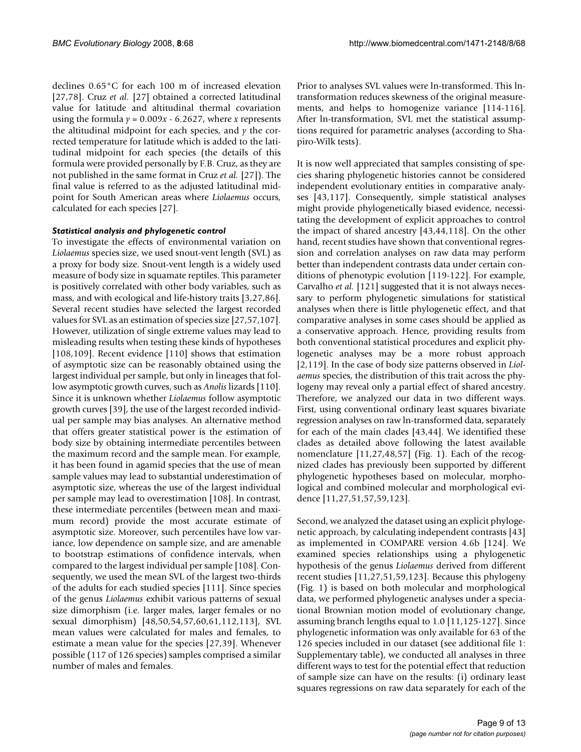declines 0.65°C for each 100 m of increased elevation [27,78]. Cruz *et al.* [27] obtained a corrected latitudinal value for latitude and altitudinal thermal covariation using the formula $y = 0.009x - 6.2627$, where $x$ represents the altitudinal midpoint for each species, and $y$ the corrected temperature for latitude which is added to the latitudinal midpoint for each species (the details of this formula were provided personally by F.B. Cruz, as they are not published in the same format in Cruz *et al.* [27]). The final value is referred to as the adjusted latitudinal midpoint for South American areas where *Liolaemus* occurs, calculated for each species [27].

### *Statistical analysis and phylogenetic control*

To investigate the effects of environmental variation on *Liolaemus* species size, we used snout-vent length (SVL) as a proxy for body size. Snout-vent length is a widely used measure of body size in squamate reptiles. This parameter is positively correlated with other body variables, such as mass, and with ecological and life-history traits [3,27,86]. Several recent studies have selected the largest recorded values for SVL as an estimation of species size [27,57,107]. However, utilization of single extreme values may lead to misleading results when testing these kinds of hypotheses [108,109]. Recent evidence [110] shows that estimation of asymptotic size can be reasonably obtained using the largest individual per sample, but only in lineages that follow asymptotic growth curves, such as *Anolis* lizards [110]. Since it is unknown whether *Liolaemus* follow asymptotic growth curves [39], the use of the largest recorded individual per sample may bias analyses. An alternative method that offers greater statistical power is the estimation of body size by obtaining intermediate percentiles between the maximum record and the sample mean. For example, it has been found in agamid species that the use of mean sample values may lead to substantial underestimation of asymptotic size, whereas the use of the largest individual per sample may lead to overestimation [108]. In contrast, these intermediate percentiles (between mean and maximum record) provide the most accurate estimate of asymptotic size. Moreover, such percentiles have low variance, low dependence on sample size, and are amenable to bootstrap estimations of confidence intervals, when compared to the largest individual per sample [108]. Consequently, we used the mean SVL of the largest two-thirds of the adults for each studied species [111]. Since species of the genus *Liolaemus* exhibit various patterns of sexual size dimorphism (i.e. larger males, larger females or no sexual dimorphism) [48,50,54,57,60,61,112,113], SVL mean values were calculated for males and females, to estimate a mean value for the species [27,39]. Whenever possible (117 of 126 species) samples comprised a similar number of males and females.

Prior to analyses SVL values were ln-transformed. This ln-transformation reduces skewness of the original measurements, and helps to homogenize variance [114-116]. After ln-transformation, SVL met the statistical assumptions required for parametric analyses (according to Shapiro-Wilk tests).

It is now well appreciated that samples consisting of species sharing phylogenetic histories cannot be considered independent evolutionary entities in comparative analyses [43,117]. Consequently, simple statistical analyses might provide phylogenetically biased evidence, necessitating the development of explicit approaches to control the impact of shared ancestry [43,44,118]. On the other hand, recent studies have shown that conventional regression and correlation analyses on raw data may perform better than independent contrasts data under certain conditions of phenotypic evolution [119-122]. For example, Carvalho *et al.* [121] suggested that it is not always necessary to perform phylogenetic simulations for statistical analyses when there is little phylogenetic effect, and that comparative analyses in some cases should be applied as a conservative approach. Hence, providing results from both conventional statistical procedures and explicit phylogenetic analyses may be a more robust approach [2,119]. In the case of body size patterns observed in *Liolaemus* species, the distribution of this trait across the phylogeny may reveal only a partial effect of shared ancestry. Therefore, we analyzed our data in two different ways. First, using conventional ordinary least squares bivariate regression analyses on raw ln-transformed data, separately for each of the main clades [43,44]. We identified these clades as detailed above following the latest available nomenclature [11,27,48,57] (Fig. 1). Each of the recognized clades has previously been supported by different phylogenetic hypotheses based on molecular, morphological and combined molecular and morphological evidence [11,27,51,57,59,123].

Second, we analyzed the dataset using an explicit phylogenetic approach, by calculating independent contrasts [43] as implemented in COMPARE version 4.6b [124]. We examined species relationships using a phylogenetic hypothesis of the genus *Liolaemus* derived from different recent studies [11,27,51,59,123]. Because this phylogeny (Fig. 1) is based on both molecular and morphological data, we performed phylogenetic analyses under a speciational Brownian motion model of evolutionary change, assuming branch lengths equal to 1.0 [11,125-127]. Since phylogenetic information was only available for 63 of the 126 species included in our dataset (see additional file 1: Supplementary table), we conducted all analyses in three different ways to test for the potential effect that reduction of sample size can have on the results: (i) ordinary least squares regressions on raw data separately for each of the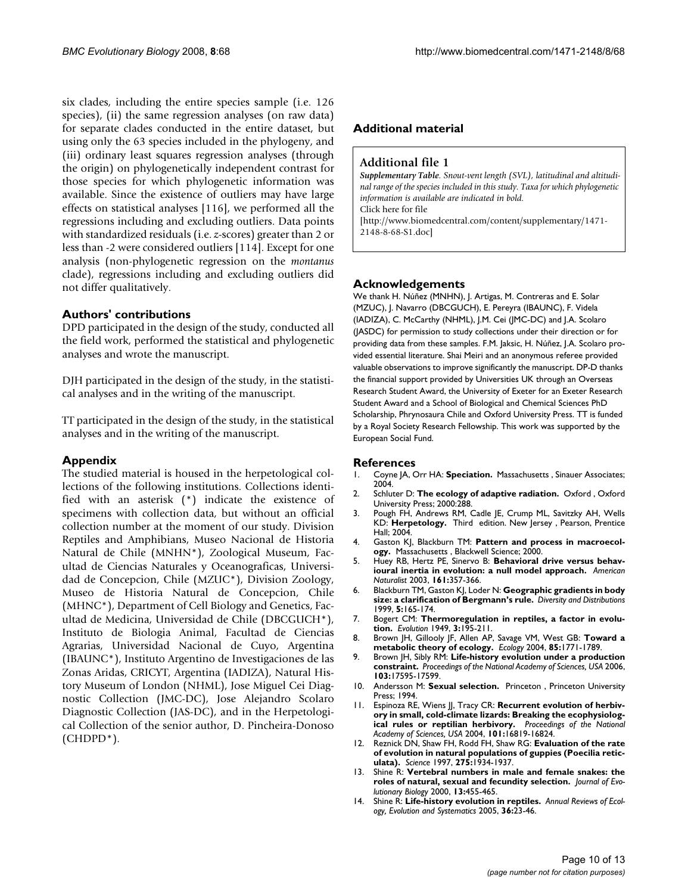six clades, including the entire species sample (i.e. 126 species), (ii) the same regression analyses (on raw data) for separate clades conducted in the entire dataset, but using only the 63 species included in the phylogeny, and (iii) ordinary least squares regression analyses (through the origin) on phylogenetically independent contrast for those species for which phylogenetic information was available. Since the existence of outliers may have large effects on statistical analyses [116], we performed all the regressions including and excluding outliers. Data points with standardized residuals (i.e. *z*-scores) greater than 2 or less than -2 were considered outliers [114]. Except for one analysis (non-phylogenetic regression on the *montanus* clade), regressions including and excluding outliers did not differ qualitatively.

## Authors' contributions

DPD participated in the design of the study, conducted all the field work, performed the statistical and phylogenetic analyses and wrote the manuscript.

DJH participated in the design of the study, in the statistical analyses and in the writing of the manuscript.

TT participated in the design of the study, in the statistical analyses and in the writing of the manuscript.

## Appendix

The studied material is housed in the herpetological collections of the following institutions. Collections identified with an asterisk (*) indicate the existence of specimens with collection data, but without an official collection number at the moment of our study. Division Reptiles and Amphibians, Museo Nacional de Historia Natural de Chile (MNHN*), Zoological Museum, Facultad de Ciencias Naturales y Oceanograficas, Universidad de Concepcion, Chile (MZUC*), Division Zoology, Museo de Historia Natural de Concepcion, Chile (MHNC*), Department of Cell Biology and Genetics, Facultad de Medicina, Universidad de Chile (DBCGUCH*), Instituto de Biologia Animal, Facultad de Ciencias Agrarias, Universidad Nacional de Cuyo, Argentina (IBAUNC*), Instituto Argentino de Investigaciones de las Zonas Aridas, CRICYT, Argentina (IADIZA), Natural History Museum of London (NHML), Jose Miguel Cei Diagnostic Collection (JMC-DC), Jose Alejandro Scolaro Diagnostic Collection (JAS-DC), and in the Herpetological Collection of the senior author, D. Pincheira-Donoso (CHDPD*).

## Additional material

**Additional file 1**

***Supplementary Table**. Snout-vent length (SVL), latitudinal and altitudinal range of the species included in this study. Taxa for which phylogenetic information is available are indicated in bold.*
Click here for file
[http://www.biomedcentral.com/content/supplementary/1471-2148-8-68-S1.doc]

## Acknowledgements

We thank H. Núñez (MNHN), J. Artigas, M. Contreras and E. Solar (MZUC), J. Navarro (DBCGUCH), E. Pereyra (IBAUNC), F. Videla (IADIZA), C. McCarthy (NHML), J.M. Cei (JMC-DC) and J.A. Scolaro (JASDC) for permission to study collections under their direction or for providing data from these samples. F.M. Jaksic, H. Núñez, J.A. Scolaro provided essential literature. Shai Meiri and an anonymous referee provided valuable observations to improve significantly the manuscript. DP-D thanks the financial support provided by Universities UK through an Overseas Research Student Award, the University of Exeter for an Exeter Research Student Award and a School of Biological and Chemical Sciences PhD Scholarship, Phrynosaura Chile and Oxford University Press. TT is funded by a Royal Society Research Fellowship. This work was supported by the European Social Fund.

## References

1. Coyne JA, Orr HA: **Speciation.** Massachusetts , Sinauer Associates; 2004.
2. Schluter D: **The ecology of adaptive radiation.** Oxford , Oxford University Press; 2000:288.
3. Pough FH, Andrews RM, Cadle JE, Crump ML, Savitzky AH, Wells KD: **Herpetology.** Third edition. New Jersey , Pearson, Prentice Hall; 2004.
4. Gaston KJ, Blackburn TM: **Pattern and process in macroecology.** Massachusetts , Blackwell Science; 2000.
5. Huey RB, Hertz PE, Sinervo B: **Behavioral drive versus behavioural inertia in evolution: a null model approach.** *American Naturalist* 2003, **161:**357-366.
6. Blackburn TM, Gaston KJ, Loder N: **Geographic gradients in body size: a clarification of Bergmann's rule.** *Diversity and Distributions* 1999, **5:**165-174.
7. Bogert CM: **Thermoregulation in reptiles, a factor in evolution.** *Evolution* 1949, **3:**195-211.
8. Brown JH, Gillooly JF, Allen AP, Savage VM, West GB: **Toward a metabolic theory of ecology.** *Ecology* 2004, **85:**1771-1789.
9. Brown JH, Sibly RM: **Life-history evolution under a production constraint.** *Proceedings of the National Academy of Sciences, USA* 2006, **103:**17595-17599.
10. Andersson M: **Sexual selection.** Princeton , Princeton University Press; 1994.
11. Espinoza RE, Wiens JJ, Tracy CR: **Recurrent evolution of herbivory in small, cold-climate lizards: Breaking the ecophysiological rules or reptilian herbivory.** *Proceedings of the National Academy of Sciences, USA* 2004, **101:**16819-16824.
12. Reznick DN, Shaw FH, Rodd FH, Shaw RG: **Evaluation of the rate of evolution in natural populations of guppies (Poecilia reticulata).** *Science* 1997, **275:**1934-1937.
13. Shine R: **Vertebral numbers in male and female snakes: the roles of natural, sexual and fecundity selection.** *Journal of Evolutionary Biology* 2000, **13:**455-465.
14. Shine R: **Life-history evolution in reptiles.** *Annual Reviews of Ecology, Evolution and Systematics* 2005, **36:**23-46.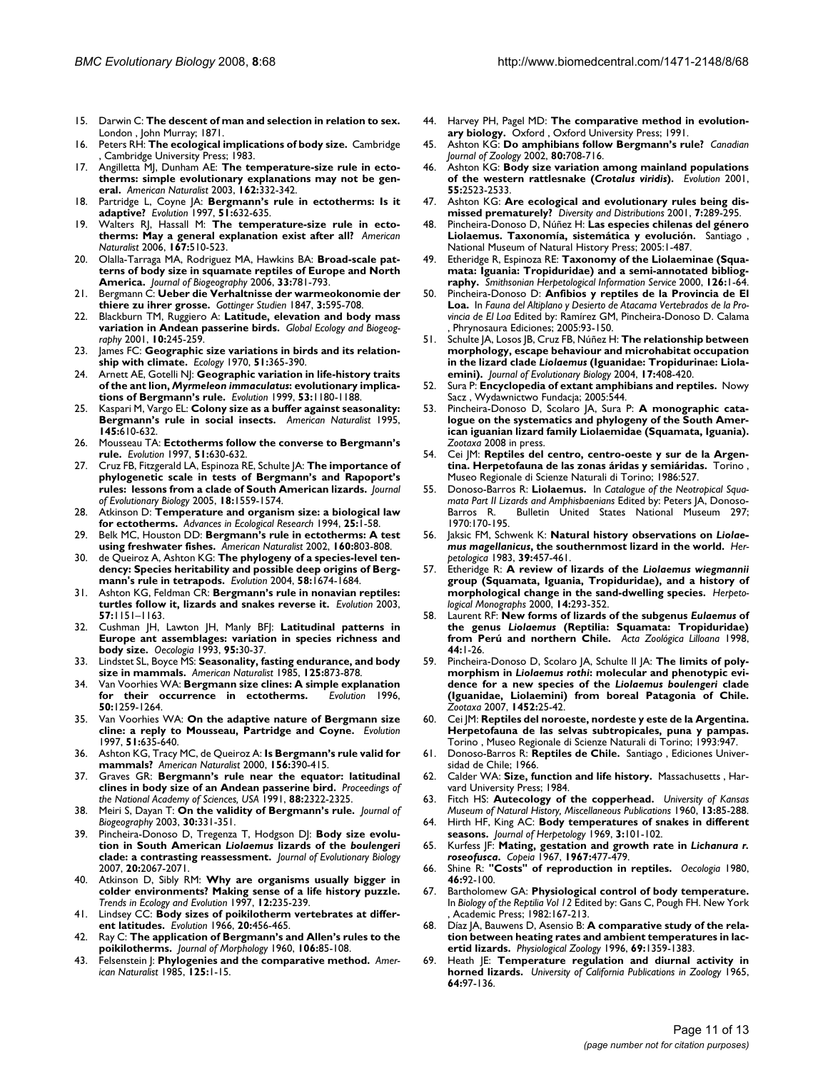15. Darwin C: **The descent of man and selection in relation to sex.** London , John Murray; 1871.
16. Peters RH: **The ecological implications of body size.** Cambridge , Cambridge University Press; 1983.
17. Angilletta MJ, Dunham AE: **The temperature-size rule in ectotherms: simple evolutionary explanations may not be general.** *American Naturalist* 2003, **162:**332-342.
18. Partridge L, Coyne JA: **Bergmann's rule in ectotherms: Is it adaptive?** *Evolution* 1997, **51:**632-635.
19. Walters RJ, Hassall M: **The temperature-size rule in ectotherms: May a general explanation exist after all?** *American Naturalist* 2006, **167:**510-523.
20. Olalla-Tarraga MA, Rodriguez MA, Hawkins BA: **Broad-scale patterns of body size in squamate reptiles of Europe and North America.** *Journal of Biogeography* 2006, **33:**781-793.
21. Bergmann C: **Ueber die Verhaltnisse der warmeokonomie der thiere zu ihrer grosse.** *Gottinger Studien* 1847, **3:**595-708.
22. Blackburn TM, Ruggiero A: **Latitude, elevation and body mass variation in Andean passerine birds.** *Global Ecology and Biogeography* 2001, **10:**245-259.
23. James FC: **Geographic size variations in birds and its relationship with climate.** *Ecology* 1970, **51:**365-390.
24. Arnett AE, Gotelli NJ: **Geographic variation in life-history traits of the ant lion, *Myrmeleon immaculatus*: evolutionary implications of Bergmann's rule.** *Evolution* 1999, **53:**1180-1188.
25. Kaspari M, Vargo EL: **Colony size as a buffer against seasonality: Bergmann's rule in social insects.** *American Naturalist* 1995, **145:**610-632.
26. Mousseau TA: **Ectotherms follow the converse to Bergmann's rule.** *Evolution* 1997, **51:**630-632.
27. Cruz FB, Fitzgerald LA, Espinoza RE, Schulte JA: **The importance of phylogenetic scale in tests of Bergmann's and Rapoport's rules: lessons from a clade of South American lizards.** *Journal of Evolutionary Biology* 2005, **18:**1559-1574.
28. Atkinson D: **Temperature and organism size: a biological law for ectotherms.** *Advances in Ecological Research* 1994, **25:**1-58.
29. Belk MC, Houston DD: **Bergmann's rule in ectotherms: A test using freshwater fishes.** *American Naturalist* 2002, **160:**803-808.
30. de Queiroz A, Ashton KG: **The phylogeny of a species-level tendency: Species heritability and possible deep origins of Bergmann's rule in tetrapods.** *Evolution* 2004, **58:**1674-1684.
31. Ashton KG, Feldman CR: **Bergmann's rule in nonavian reptiles: turtles follow it, lizards and snakes reverse it.** *Evolution* 2003, **57:**1151–1163.
32. Cushman JH, Lawton JH, Manly BFJ: **Latitudinal patterns in European ant assemblages: variation in species richness and body size.** *Oecologia* 1993, **95:**30-37.
33. Lindstet SL, Boyce MS: **Seasonality, fasting endurance, and body size in mammals.** *American Naturalist* 1985, **125:**873-878.
34. Van Voorhies WA: **Bergmann size clines: A simple explanation for their occurrence in ectotherms.** *Evolution* 1996, **50:**1259-1264.
35. Van Voorhies WA: **On the adaptive nature of Bergmann size cline: a reply to Mousseau, Partridge and Coyne.** *Evolution* 1997, **51:**635-640.
36. Ashton KG, Tracy MC, de Queiroz A: **Is Bergmann's rule valid for mammals?** *American Naturalist* 2000, **156:**390-415.
37. Graves GR: **Bergmann's rule near the equator: latitudinal clines in body size of an Andean passerine bird.** *Proceedings of the National Academy of Sciences, USA* 1991, **88:**2322-2325.
38. Meiri S, Dayan T: **On the validity of Bergmann's rule.** *Journal of Biogeography* 2003, **30:**331-351.
39. Pincheira-Donoso D, Tregenza T, Hodgson DJ: **Body size evolution in South American *Liolaemus* lizards of the *boulengeri* clade: a contrasting reassessment.** *Journal of Evolutionary Biology* 2007, **20:**2067-2071.
40. Atkinson D, Sibly RM: **Why are organisms usually bigger in colder environments? Making sense of a life history puzzle.** *Trends in Ecology and Evolution* 1997, **12:**235-239.
41. Lindsey CC: **Body sizes of poikilotherm vertebrates at different latitudes.** *Evolution* 1966, **20:**456-465.
42. Ray C: **The application of Bergmann's and Allen's rules to the poikilotherms.** *Journal of Morphology* 1960, **106:**85-108.
43. Felsenstein J: **Phylogenies and the comparative method.** *American Naturalist* 1985, **125:**1-15.
44. Harvey PH, Pagel MD: **The comparative method in evolutionary biology.** Oxford , Oxford University Press; 1991.
45. Ashton KG: **Do amphibians follow Bergmann's rule?** *Canadian Journal of Zoology* 2002, **80:**708-716.
46. Ashton KG: **Body size variation among mainland populations of the western rattlesnake (*Crotalus viridis*).** *Evolution* 2001, **55:**2523-2533.
47. Ashton KG: **Are ecological and evolutionary rules being dismissed prematurely?** *Diversity and Distributions* 2001, **7:**289-295.
48. Pincheira-Donoso D, Núñez H: **Las especies chilenas del género Liolaemus. Taxonomía, sistemática y evolución.** Santiago , National Museum of Natural History Press; 2005:1-487.
49. Etheridge R, Espinoza RE: **Taxonomy of the Liolaeminae (Squamata: Iguania: Tropiduridae) and a semi-annotated bibliography.** *Smithsonian Herpetological Information Service* 2000, **126:**1-64.
50. Pincheira-Donoso D: **Anfibios y reptiles de la Provincia de El Loa.** In *Fauna del Altiplano y Desierto de Atacama Vertebrados de la Provincia de El Loa* Edited by: Ramírez GM, Pincheira-Donoso D. Calama , Phrynosaura Ediciones; 2005:93-150.
51. Schulte JA, Losos JB, Cruz FB, Núñez H: **The relationship between morphology, escape behaviour and microhabitat occupation in the lizard clade *Liolaemus* (Iguanidae: Tropidurinae: Liolaemini).** *Journal of Evolutionary Biology* 2004, **17:**408-420.
52. Sura P: **Encyclopedia of extant amphibians and reptiles.** Nowy Sacz , Wydawnictwo Fundacja; 2005:544.
53. Pincheira-Donoso D, Scolaro JA, Sura P: **A monographic catalogue on the systematics and phylogeny of the South American iguanian lizard family Liolaemidae (Squamata, Iguania).** *Zootaxa* 2008 in press.
54. Cei JM: **Reptiles del centro, centro-oeste y sur de la Argentina. Herpetofauna de las zonas áridas y semiáridas.** Torino , Museo Regionale di Scienze Naturali di Torino; 1986:527.
55. Donoso-Barros R: **Liolaemus.** In *Catalogue of the Neotropical Squamata Part II Lizards and Amphisbaenians* Edited by: Peters JA, Donoso-Barros R. Bulletin United States National Museum 297; 1970:170-195.
56. Jaksic FM, Schwenk K: **Natural history observations on *Liolaemus magellanicus*, the southernmost lizard in the world.** *Herpetologica* 1983, **39:**457-461.
57. Etheridge R: **A review of lizards of the *Liolaemus wiegmannii* group (Squamata, Iguania, Tropiduridae), and a history of morphological change in the sand-dwelling species.** *Herpetological Monographs* 2000, **14:**293-352.
58. Laurent RF: **New forms of lizards of the subgenus *Eulaemus* of the genus *Liolaemus* (Reptilia: Squamata: Tropiduridae) from Perú and northern Chile.** *Acta Zoológica Lilloana* 1998, **44:**1-26.
59. Pincheira-Donoso D, Scolaro JA, Schulte II JA: **The limits of polymorphism in *Liolaemus rothi*: molecular and phenotypic evidence for a new species of the *Liolaemus boulengeri* clade (Iguanidae, Liolaemini) from boreal Patagonia of Chile.** *Zootaxa* 2007, **1452:**25-42.
60. Cei JM: **Reptiles del noroeste, nordeste y este de la Argentina. Herpetofauna de las selvas subtropicales, puna y pampas.** Torino , Museo Regionale di Scienze Naturali di Torino; 1993:947.
61. Donoso-Barros R: **Reptiles de Chile.** Santiago , Ediciones Universidad de Chile; 1966.
62. Calder WA: **Size, function and life history.** Massachusetts , Harvard University Press; 1984.
63. Fitch HS: **Autecology of the copperhead.** *University of Kansas Museum of Natural History, Miscellaneous Publications* 1960, **13:**85-288.
64. Hirth HF, King AC: **Body temperatures of snakes in different seasons.** *Journal of Herpetology* 1969, **3:**101-102.
65. Kurfess JF: **Mating, gestation and growth rate in *Lichanura r. roseofusca*.** *Copeia* 1967, **1967:**477-479.
66. Shine R: **"Costs" of reproduction in reptiles.** *Oecologia* 1980, **46:**92-100.
67. Bartholomew GA: **Physiological control of body temperature.** In *Biology of the Reptilia Vol 12* Edited by: Gans C, Pough FH. New York , Academic Press; 1982:167-213.
68. Díaz JA, Bauwens D, Asensio B: **A comparative study of the relation between heating rates and ambient temperatures in lacertid lizards.** *Physiological Zoology* 1996, **69:**1359-1383.
69. Heath JE: **Temperature regulation and diurnal activity in horned lizards.** *University of California Publications in Zoology* 1965, **64:**97-136.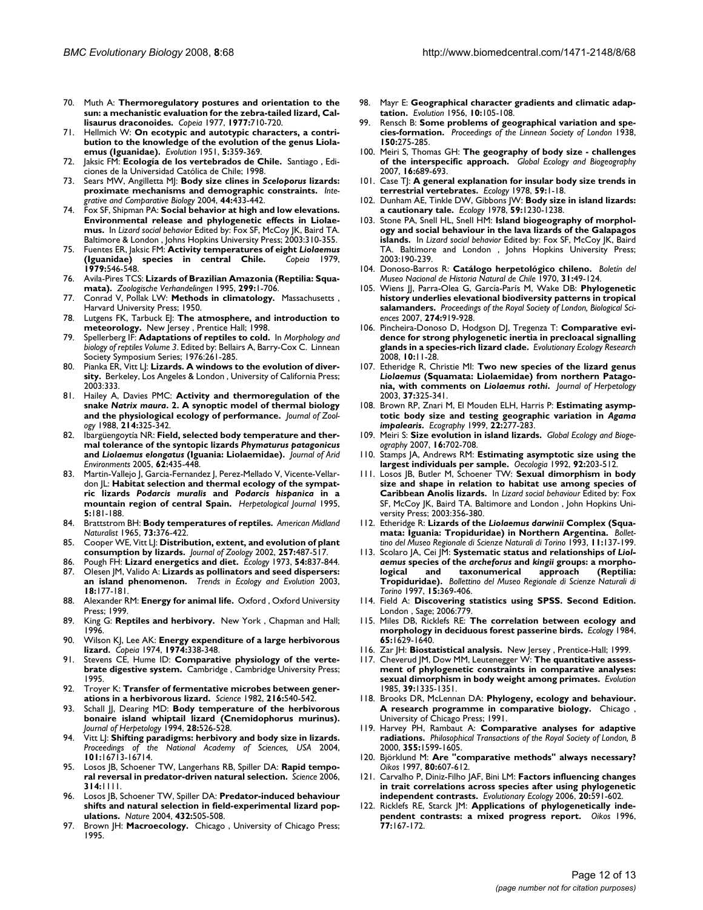70. Muth A: **Thermoregulatory postures and orientation to the sun: a mechanistic evaluation for the zebra-tailed lizard, *Callisaurus draconoides*.** *Copeia* 1977, **1977:**710-720.
71. Hellmich W: **On ecotypic and autotypic characters, a contribution to the knowledge of the evolution of the genus Liolaemus (Iguanidae).** *Evolution* 1951, **5:**359-369.
72. Jaksic FM: **Ecología de los vertebrados de Chile.** Santiago , Ediciones de la Universidad Católica de Chile; 1998.
73. Sears MW, Angilletta MJ: **Body size clines in *Sceloporus* lizards: proximate mechanisms and demographic constraints.** *Integrative and Comparative Biology* 2004, **44:**433-442.
74. Fox SF, Shipman PA: **Social behavior at high and low elevations. Environmental release and phylogenetic effects in Liolaemus.** In *Lizard social behavior* Edited by: Fox SF, McCoy JK, Baird TA. Baltimore & London , Johns Hopkins University Press; 2003:310-355.
75. Fuentes ER, Jaksic FM: **Activity temperatures of eight *Liolaemus* (Iguanidae) species in central Chile.** *Copeia* 1979, **1979:**546-548.
76. Avila-Pires TCS: **Lizards of Brazilian Amazonia (Reptilia: Squamata).** *Zoologische Verhandelingen* 1995, **299:**1-706.
77. Conrad V, Pollak LW: **Methods in climatology.** Massachusetts , Harvard University Press; 1950.
78. Lutgens FK, Tarbuck EJ: **The atmosphere, and introduction to meteorology.** New Jersey , Prentice Hall; 1998.
79. Spellerberg IF: **Adaptations of reptiles to cold.** In *Morphology and biology of reptiles Volume 3*. Edited by: Bellairs A, Barry-Cox C. Linnean Society Symposium Series; 1976:261-285.
80. Pianka ER, Vitt LJ: **Lizards. A windows to the evolution of diversity.** Berkeley, Los Angeles & London , University of California Press; 2003:333.
81. Hailey A, Davies PMC: **Activity and thermoregulation of the snake *Natrix maura*. 2. A synoptic model of thermal biology and the physiological ecology of performance.** *Journal of Zoology* 1988, **214:**325-342.
82. Ibargüengoytía NR: **Field, selected body temperature and thermal tolerance of the syntopic lizards *Phymaturus patagonicus* and *Liolaemus elongatus* (Iguania: Liolaemidae).** *Journal of Arid Environments* 2005, **62:**435-448.
83. Martin-Vallejo J, Garcia-Fernandez J, Perez-Mellado V, Vicente-Vellardon JL: **Habitat selection and thermal ecology of the sympatric lizards *Podarcis muralis* and *Podarcis hispanica* in a mountain region of central Spain.** *Herpetological Journal* 1995, **5:**181-188.
84. Brattstrom BH: **Body temperatures of reptiles.** *American Midland Naturalist* 1965, **73:**376-422.
85. Cooper WE, Vitt LJ: **Distribution, extent, and evolution of plant consumption by lizards.** *Journal of Zoology* 2002, **257:**487-517.
86. Pough FH: **Lizard energetics and diet.** *Ecology* 1973, **54:**837-844.
87. Olesen JM, Valido A: **Lizards as pollinators and seed dispersers: an island phenomenon.** *Trends in Ecology and Evolution* 2003, **18:**177-181.
88. Alexander RM: **Energy for animal life.** Oxford , Oxford University Press; 1999.
89. King G: **Reptiles and herbivory.** New York , Chapman and Hall; 1996.
90. Wilson KJ, Lee AK: **Energy expenditure of a large herbivorous lizard.** *Copeia* 1974, **1974:**338-348.
91. Stevens CE, Hume ID: **Comparative physiology of the vertebrate digestive system.** Cambridge , Cambridge University Press; 1995.
92. Troyer K: **Transfer of fermentative microbes between generations in a herbivorous lizard.** *Science* 1982, **216:**540-542.
93. Schall JJ, Dearing MD: **Body temperature of the herbivorous bonaire island whiptail lizard (Cnemidophorus murinus).** *Journal of Herpetology* 1994, **28:**526-528.
94. Vitt LJ: **Shifting paradigms: herbivory and body size in lizards.** *Proceedings of the National Academy of Sciences, USA* 2004, **101:**16713-16714.
95. Losos JB, Schoener TW, Langerhans RB, Spiller DA: **Rapid temporal reversal in predator-driven natural selection.** *Science* 2006, **314:**1111.
96. Losos JB, Schoener TW, Spiller DA: **Predator-induced behaviour shifts and natural selection in field-experimental lizard populations.** *Nature* 2004, **432:**505-508.
97. Brown JH: **Macroecology.** Chicago , University of Chicago Press; 1995.
98. Mayr E: **Geographical character gradients and climatic adaptation.** *Evolution* 1956, **10:**105-108.
99. Rensch B: **Some problems of geographical variation and species-formation.** *Proceedings of the Linnean Society of London* 1938, **150:**275-285.
100. Meiri S, Thomas GH: **The geography of body size - challenges of the interspecific approach.** *Global Ecology and Biogeography* 2007, **16:**689-693.
101. Case TJ: **A general explanation for insular body size trends in terrestrial vertebrates.** *Ecology* 1978, **59:**1-18.
102. Dunham AE, Tinkle DW, Gibbons JW: **Body size in island lizards: a cautionary tale.** *Ecology* 1978, **59:**1230-1238.
103. Stone PA, Snell HL, Snell HM: **Island biogeography of morphology and social behaviour in the lava lizards of the Galapagos islands.** In *Lizard social behavior* Edited by: Fox SF, McCoy JK, Baird TA. Baltimore and London , Johns Hopkins University Press; 2003:190-239.
104. Donoso-Barros R: **Catálogo herpetológico chileno.** *Boletín del Museo Nacional de Historia Natural de Chile* 1970, **31:**49-124.
105. Wiens JJ, Parra-Olea G, García-París M, Wake DB: **Phylogenetic history underlies elevational biodiversity patterns in tropical salamanders.** *Proceedings of the Royal Society of London, Biological Sciences* 2007, **274:**919-928.
106. Pincheira-Donoso D, Hodgson DJ, Tregenza T: **Comparative evidence for strong phylogenetic inertia in precloacal signalling glands in a species-rich lizard clade.** *Evolutionary Ecology Research* 2008, **10:**11-28.
107. Etheridge R, Christie MI: **Two new species of the lizard genus *Liolaemus* (Squamata: Liolaemidae) from northern Patagonia, with comments on *Liolaemus rothi*.** *Journal of Herpetology* 2003, **37:**325-341.
108. Brown RP, Znari M, El Mouden ELH, Harris P: **Estimating asymptotic body size and testing geographic variation in *Agama impalearis*.** *Ecography* 1999, **22:**277-283.
109. Meiri S: **Size evolution in island lizards.** *Global Ecology and Biogeography* 2007, **16:**702-708.
110. Stamps JA, Andrews RM: **Estimating asymptotic size using the largest individuals per sample.** *Oecologia* 1992, **92:**203-512.
111. Losos JB, Butler M, Schoener TW: **Sexual dimorphism in body size and shape in relation to habitat use among species of Caribbean Anolis lizards.** In *Lizard social behaviour* Edited by: Fox SF, McCoy JK, Baird TA. Baltimore and London , John Hopkins University Press; 2003:356-380.
112. Etheridge R: **Lizards of the *Liolaemus darwinii* Complex (Squamata: Iguania: Tropiduridae) in Northern Argentina.** *Bollettino del Museo Regionale di Scienze Naturali di Torino* 1993, **11:**137-199.
113. Scolaro JA, Cei JM: **Systematic status and relationships of *Liolaemus* species of the *archeforus* and *kingii* groups: a morphological and taxonumerical approach (Reptilia: Tropiduridae).** *Bollettino del Museo Regionale di Scienze Naturali di Torino* 1997, **15:**369-406.
114. Field A: **Discovering statistics using SPSS. Second Edition.** London , Sage; 2006:779.
115. Miles DB, Ricklefs RE: **The correlation between ecology and morphology in deciduous forest passerine birds.** *Ecology* 1984, **65:**1629-1640.
116. Zar JH: **Biostatistical analysis.** New Jersey , Prentice-Hall; 1999.
117. Cheverud JM, Dow MM, Leutenegger W: **The quantitative assessment of phylogenetic constraints in comparative analyses: sexual dimorphism in body weight among primates.** *Evolution* 1985, **39:**1335-1351.
118. Brooks DR, McLennan DA: **Phylogeny, ecology and behaviour. A research programme in comparative biology.** Chicago , University of Chicago Press; 1991.
119. Harvey PH, Rambaut A: **Comparative analyses for adaptive radiations.** *Philosophical Transactions of the Royal Society of London, B* 2000, **355:**1599-1605.
120. Björklund M: **Are "comparative methods" always necessary?** *Oikos* 1997, **80:**607-612.
121. Carvalho P, Diniz-Filho JAF, Bini LM: **Factors influencing changes in trait correlations across species after using phylogenetic independent contrasts.** *Evolutionary Ecology* 2006, **20:**591-602.
122. Ricklefs RE, Starck JM: **Applications of phylogenetically independent contrasts: a mixed progress report.** *Oikos* 1996, **77:**167-172.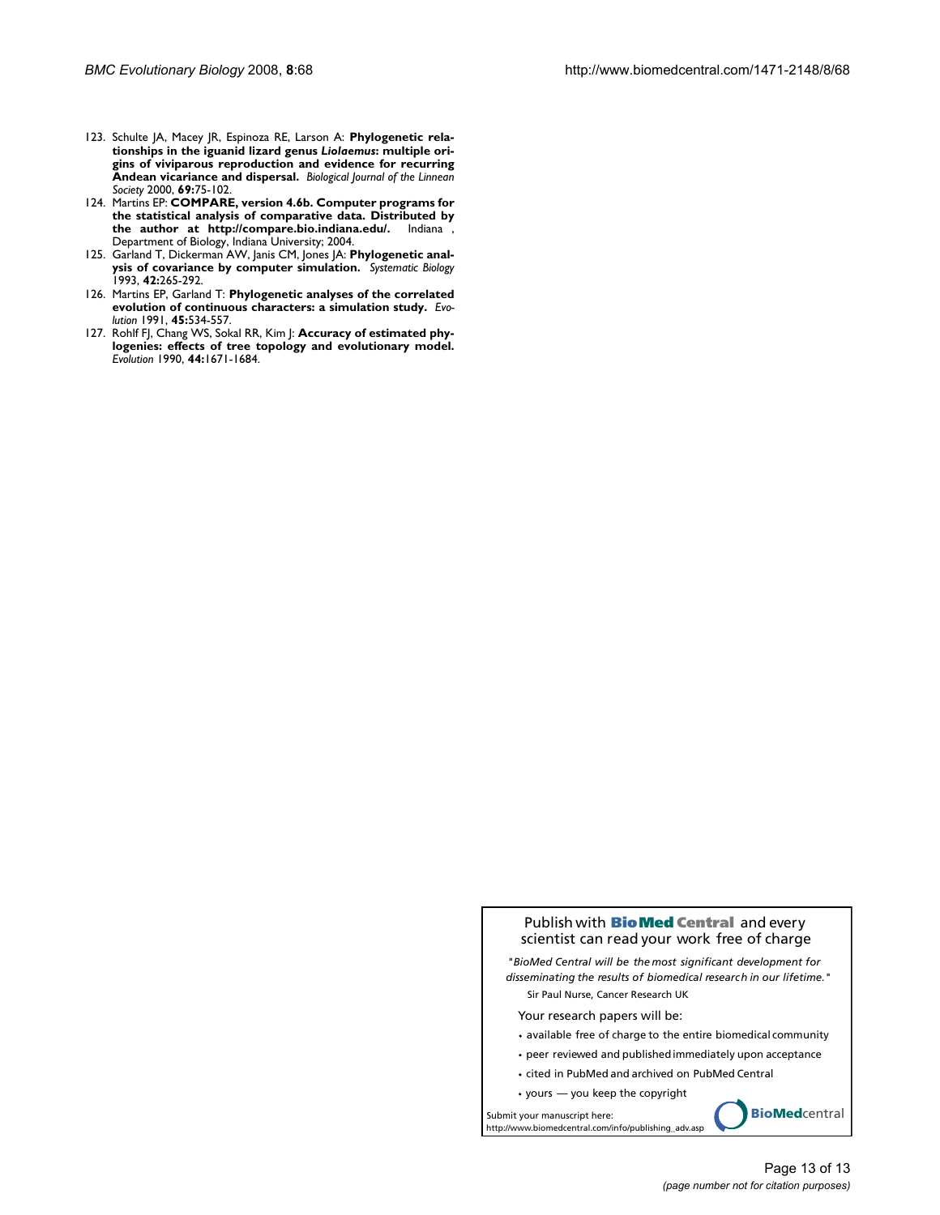123. Schulte JA, Macey JR, Espinoza RE, Larson A: **Phylogenetic relationships in the iguanid lizard genus *Liolaemus*: multiple origins of viviparous reproduction and evidence for recurring Andean vicariance and dispersal.** *Biological Journal of the Linnean Society* 2000, **69:**75-102.
124. Martins EP: **COMPARE, version 4.6b. Computer programs for the statistical analysis of comparative data. Distributed by the author at http://compare.bio.indiana.edu/.** Indiana , Department of Biology, Indiana University; 2004.
125. Garland T, Dickerman AW, Janis CM, Jones JA: **Phylogenetic analysis of covariance by computer simulation.** *Systematic Biology* 1993, **42:**265-292.
126. Martins EP, Garland T: **Phylogenetic analyses of the correlated evolution of continuous characters: a simulation study.** *Evolution* 1991, **45:**534-557.
127. Rohlf FJ, Chang WS, Sokal RR, Kim J: **Accuracy of estimated phylogenies: effects of tree topology and evolutionary model.** *Evolution* 1990, **44:**1671-1684.

Publish with **BioMed Central** and every scientist can read your work free of charge

*"BioMed Central will be the most significant development for disseminating the results of biomedical research in our lifetime."*

Sir Paul Nurse, Cancer Research UK

Your research papers will be:

- available free of charge to the entire biomedical community
- peer reviewed and published immediately upon acceptance
- cited in PubMed and archived on PubMed Central
- yours — you keep the copyright

Submit your manuscript here:
http://www.biomedcentral.com/info/publishing_adv.asp

**BioMed**central